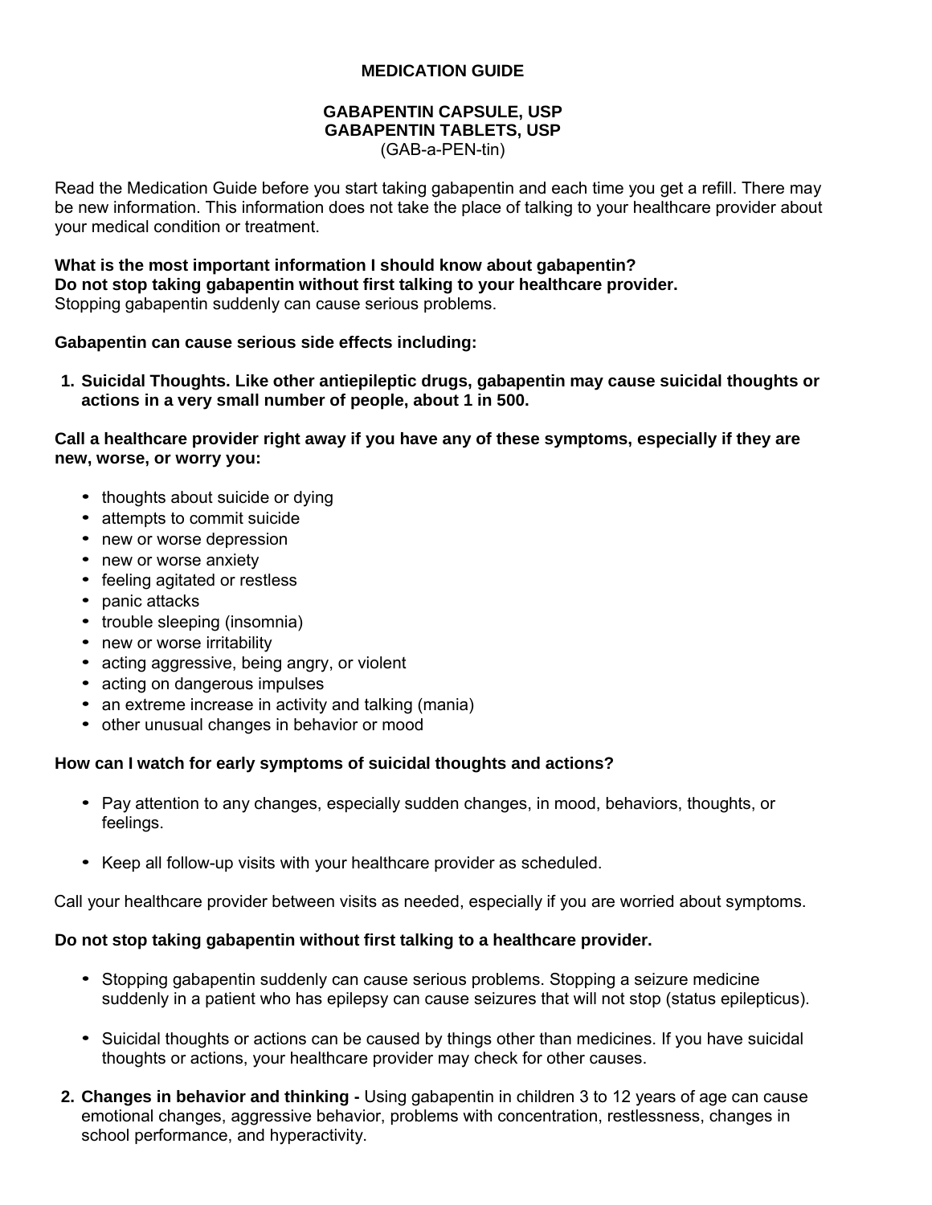# MEDICATION GUIDE

## GABAPENTIN CAPSULE, USP
## GABAPENTIN TABLETS, USP

(GAB-a-PEN-tin)

Read the Medication Guide before you start taking gabapentin and each time you get a refill. There may be new information. This information does not take the place of talking to your healthcare provider about your medical condition or treatment.

**What is the most important information I should know about gabapentin?**
**Do not stop taking gabapentin without first talking to your healthcare provider.**
Stopping gabapentin suddenly can cause serious problems.

**Gabapentin can cause serious side effects including:**

1. **Suicidal Thoughts. Like other antiepileptic drugs, gabapentin may cause suicidal thoughts or actions in a very small number of people, about 1 in 500.**

**Call a healthcare provider right away if you have any of these symptoms, especially if they are new, worse, or worry you:**

- thoughts about suicide or dying
- attempts to commit suicide
- new or worse depression
- new or worse anxiety
- feeling agitated or restless
- panic attacks
- trouble sleeping (insomnia)
- new or worse irritability
- acting aggressive, being angry, or violent
- acting on dangerous impulses
- an extreme increase in activity and talking (mania)
- other unusual changes in behavior or mood

**How can I watch for early symptoms of suicidal thoughts and actions?**

- Pay attention to any changes, especially sudden changes, in mood, behaviors, thoughts, or feelings.
- Keep all follow-up visits with your healthcare provider as scheduled.

Call your healthcare provider between visits as needed, especially if you are worried about symptoms.

**Do not stop taking gabapentin without first talking to a healthcare provider.**

- Stopping gabapentin suddenly can cause serious problems. Stopping a seizure medicine suddenly in a patient who has epilepsy can cause seizures that will not stop (status epilepticus).
- Suicidal thoughts or actions can be caused by things other than medicines. If you have suicidal thoughts or actions, your healthcare provider may check for other causes.

2. **Changes in behavior and thinking -** Using gabapentin in children 3 to 12 years of age can cause emotional changes, aggressive behavior, problems with concentration, restlessness, changes in school performance, and hyperactivity.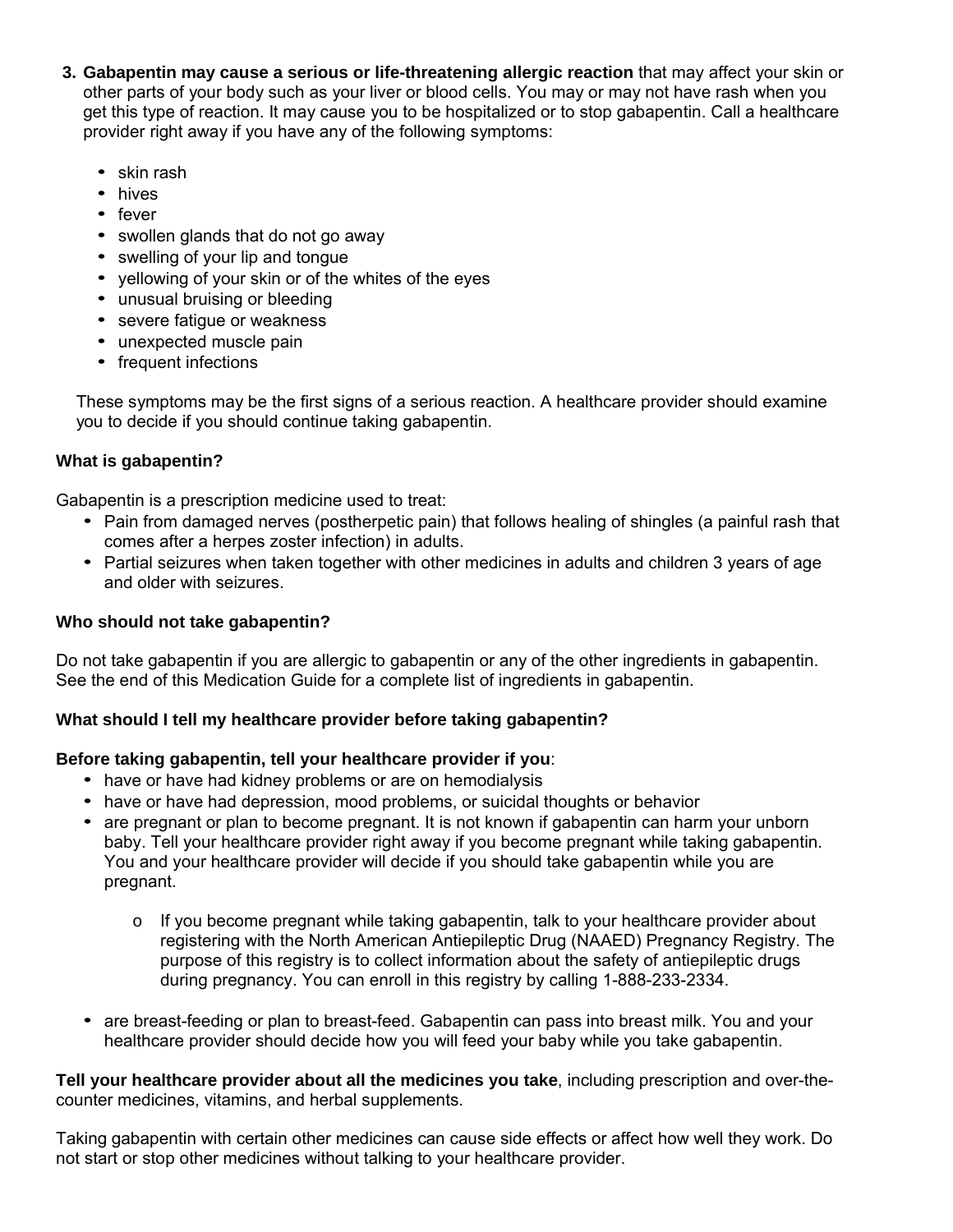3. **Gabapentin may cause a serious or life-threatening allergic reaction** that may affect your skin or other parts of your body such as your liver or blood cells. You may or may not have rash when you get this type of reaction. It may cause you to be hospitalized or to stop gabapentin. Call a healthcare provider right away if you have any of the following symptoms:

   - skin rash
   - hives
   - fever
   - swollen glands that do not go away
   - swelling of your lip and tongue
   - yellowing of your skin or of the whites of the eyes
   - unusual bruising or bleeding
   - severe fatigue or weakness
   - unexpected muscle pain
   - frequent infections

   These symptoms may be the first signs of a serious reaction. A healthcare provider should examine you to decide if you should continue taking gabapentin.

**What is gabapentin?**

Gabapentin is a prescription medicine used to treat:

- Pain from damaged nerves (postherpetic pain) that follows healing of shingles (a painful rash that comes after a herpes zoster infection) in adults.
- Partial seizures when taken together with other medicines in adults and children 3 years of age and older with seizures.

**Who should not take gabapentin?**

Do not take gabapentin if you are allergic to gabapentin or any of the other ingredients in gabapentin. See the end of this Medication Guide for a complete list of ingredients in gabapentin.

**What should I tell my healthcare provider before taking gabapentin?**

**Before taking gabapentin, tell your healthcare provider if you**:

- have or have had kidney problems or are on hemodialysis
- have or have had depression, mood problems, or suicidal thoughts or behavior
- are pregnant or plan to become pregnant. It is not known if gabapentin can harm your unborn baby. Tell your healthcare provider right away if you become pregnant while taking gabapentin. You and your healthcare provider will decide if you should take gabapentin while you are pregnant.
  - If you become pregnant while taking gabapentin, talk to your healthcare provider about registering with the North American Antiepileptic Drug (NAAED) Pregnancy Registry. The purpose of this registry is to collect information about the safety of antiepileptic drugs during pregnancy. You can enroll in this registry by calling 1-888-233-2334.
- are breast-feeding or plan to breast-feed. Gabapentin can pass into breast milk. You and your healthcare provider should decide how you will feed your baby while you take gabapentin.

**Tell your healthcare provider about all the medicines you take**, including prescription and over-the-counter medicines, vitamins, and herbal supplements.

Taking gabapentin with certain other medicines can cause side effects or affect how well they work. Do not start or stop other medicines without talking to your healthcare provider.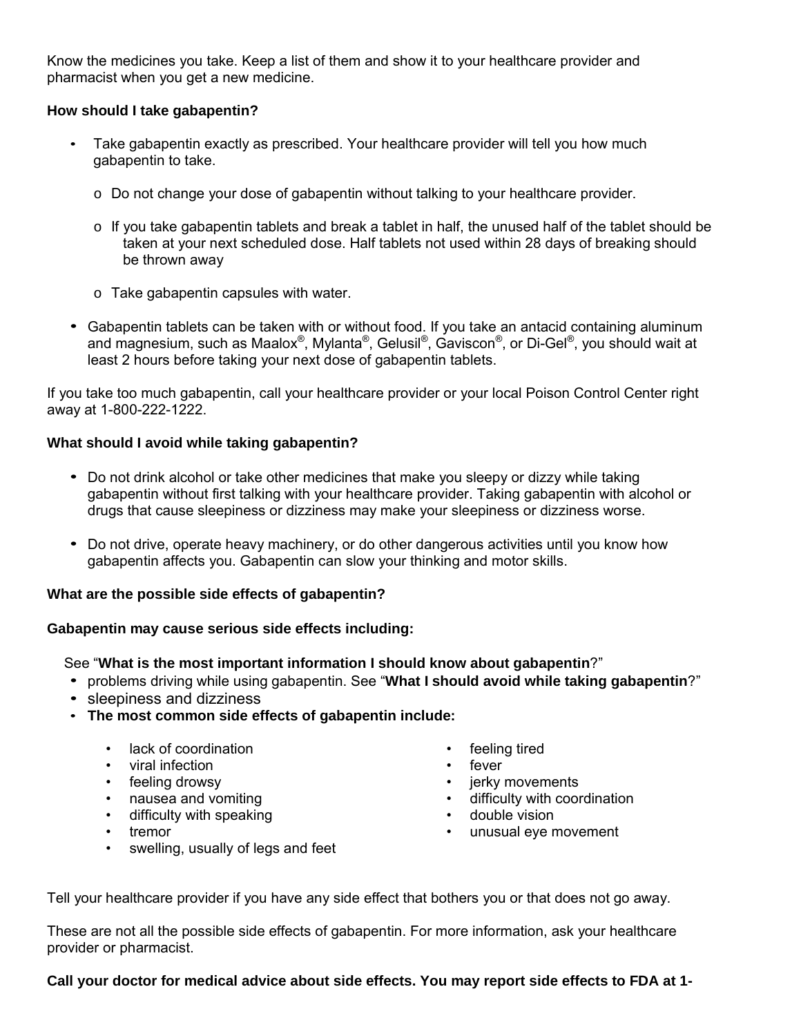Know the medicines you take. Keep a list of them and show it to your healthcare provider and pharmacist when you get a new medicine.

**How should I take gabapentin?**

- Take gabapentin exactly as prescribed. Your healthcare provider will tell you how much gabapentin to take.
  - Do not change your dose of gabapentin without talking to your healthcare provider.
  - If you take gabapentin tablets and break a tablet in half, the unused half of the tablet should be taken at your next scheduled dose. Half tablets not used within 28 days of breaking should be thrown away
  - Take gabapentin capsules with water.
- Gabapentin tablets can be taken with or without food. If you take an antacid containing aluminum and magnesium, such as Maalox®, Mylanta®, Gelusil®, Gaviscon®, or Di-Gel®, you should wait at least 2 hours before taking your next dose of gabapentin tablets.

If you take too much gabapentin, call your healthcare provider or your local Poison Control Center right away at 1-800-222-1222.

**What should I avoid while taking gabapentin?**

- Do not drink alcohol or take other medicines that make you sleepy or dizzy while taking gabapentin without first talking with your healthcare provider. Taking gabapentin with alcohol or drugs that cause sleepiness or dizziness may make your sleepiness or dizziness worse.
- Do not drive, operate heavy machinery, or do other dangerous activities until you know how gabapentin affects you. Gabapentin can slow your thinking and motor skills.

**What are the possible side effects of gabapentin?**

**Gabapentin may cause serious side effects including:**

See "**What is the most important information I should know about gabapentin**?"

- problems driving while using gabapentin. See "**What I should avoid while taking gabapentin**?"
- sleepiness and dizziness
- **The most common side effects of gabapentin include:**
  - lack of coordination
  - viral infection
  - feeling drowsy
  - nausea and vomiting
  - difficulty with speaking
  - tremor
  - swelling, usually of legs and feet
  - feeling tired
  - fever
  - jerky movements
  - difficulty with coordination
  - double vision
  - unusual eye movement

Tell your healthcare provider if you have any side effect that bothers you or that does not go away.

These are not all the possible side effects of gabapentin. For more information, ask your healthcare provider or pharmacist.

**Call your doctor for medical advice about side effects. You may report side effects to FDA at 1-**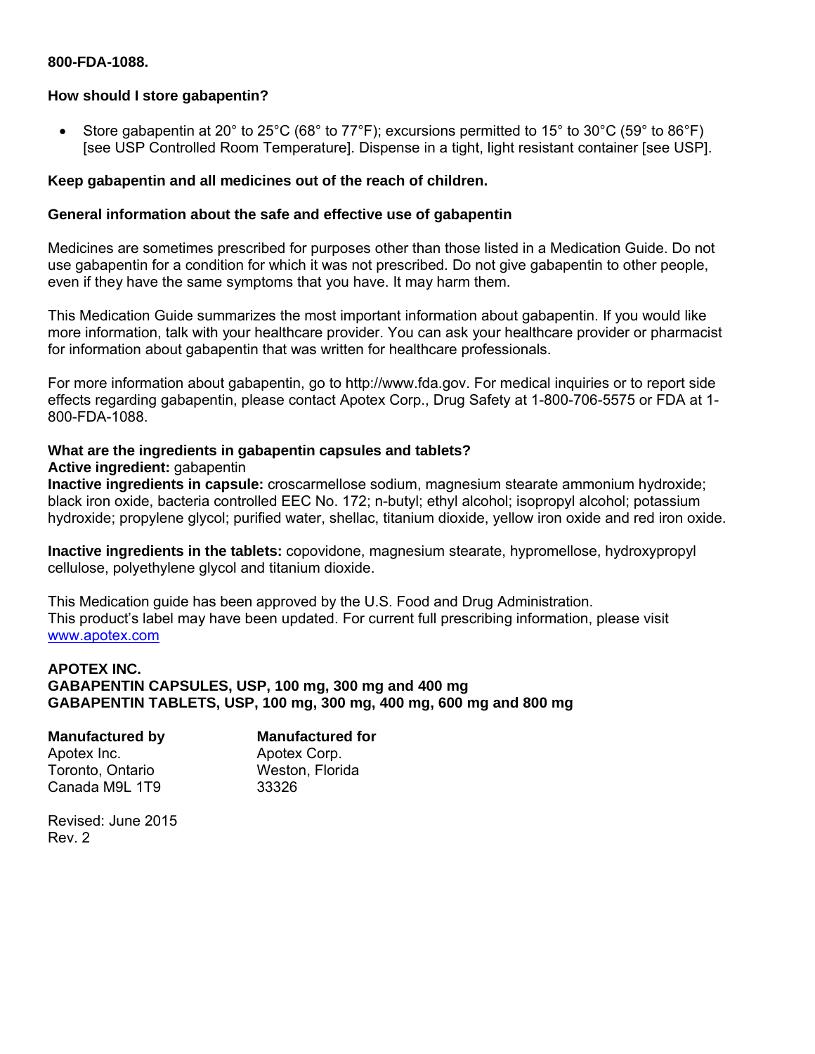**800-FDA-1088.**

**How should I store gabapentin?**

- Store gabapentin at 20° to 25°C (68° to 77°F); excursions permitted to 15° to 30°C (59° to 86°F) [see USP Controlled Room Temperature]. Dispense in a tight, light resistant container [see USP].

**Keep gabapentin and all medicines out of the reach of children.**

**General information about the safe and effective use of gabapentin**

Medicines are sometimes prescribed for purposes other than those listed in a Medication Guide. Do not use gabapentin for a condition for which it was not prescribed. Do not give gabapentin to other people, even if they have the same symptoms that you have. It may harm them.

This Medication Guide summarizes the most important information about gabapentin. If you would like more information, talk with your healthcare provider. You can ask your healthcare provider or pharmacist for information about gabapentin that was written for healthcare professionals.

For more information about gabapentin, go to http://www.fda.gov. For medical inquiries or to report side effects regarding gabapentin, please contact Apotex Corp., Drug Safety at 1-800-706-5575 or FDA at 1-800-FDA-1088.

**What are the ingredients in gabapentin capsules and tablets?**
**Active ingredient:** gabapentin
**Inactive ingredients in capsule:** croscarmellose sodium, magnesium stearate ammonium hydroxide; black iron oxide, bacteria controlled EEC No. 172; n-butyl; ethyl alcohol; isopropyl alcohol; potassium hydroxide; propylene glycol; purified water, shellac, titanium dioxide, yellow iron oxide and red iron oxide.

**Inactive ingredients in the tablets:** copovidone, magnesium stearate, hypromellose, hydroxypropyl cellulose, polyethylene glycol and titanium dioxide.

This Medication guide has been approved by the U.S. Food and Drug Administration.
This product's label may have been updated. For current full prescribing information, please visit [www.apotex.com](www.apotex.com)

**APOTEX INC.**
**GABAPENTIN CAPSULES, USP, 100 mg, 300 mg and 400 mg**
**GABAPENTIN TABLETS, USP, 100 mg, 300 mg, 400 mg, 600 mg and 800 mg**

**Manufactured by**
Apotex Inc.
Toronto, Ontario
Canada M9L 1T9

**Manufactured for**
Apotex Corp.
Weston, Florida
33326

Revised: June 2015
Rev. 2